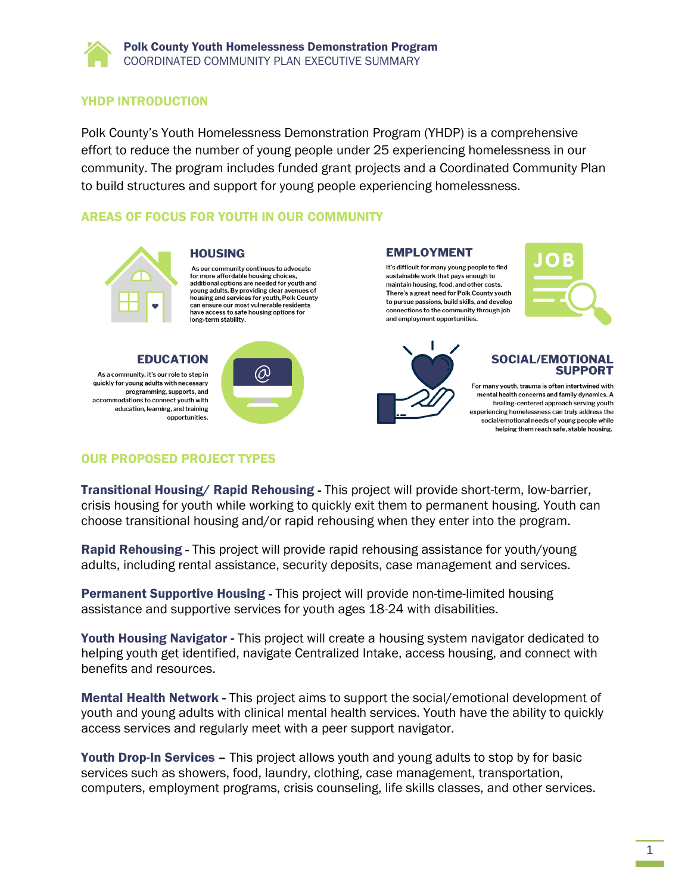# Polk County Youth Homelessness Demonstration Program

COORDINATED COMMUNITY PLAN EXECUTIVE SUMMARY

## YHDP INTRODUCTION

Polk County's Youth Homelessness Demonstration Program (YHDP) is a comprehensive effort to reduce the number of young people under 25 experiencing homelessness in our community. The program includes funded grant projects and a Coordinated Community Plan to build structures and support for young people experiencing homelessness.

## AREAS OF FOCUS FOR YOUTH IN OUR COMMUNITY

### HOUSING

As our community continues to advocate for more affordable housing choices, additional options are needed for youth and young adults. By providing clear avenues of housing and services for youth, Polk County can ensure our most vulnerable residents have access to safe housing options for long-term stability.

### EMPLOYMENT

It's difficult for many young people to find sustainable work that pays enough to maintain housing, food, and other costs. There's a great need for Polk County youth to pursue passions, build skills, and develop connections to the community through job and employment opportunities.

### EDUCATION

As a community, it's our role to step in quickly for young adults with necessary programming, supports, and accommodations to connect youth with education, learning, and training opportunities.

### SOCIAL/EMOTIONAL SUPPORT

For many youth, trauma is often intertwined with mental health concerns and family dynamics. A healing-centered approach serving youth experiencing homelessness can truly address the social/emotional needs of young people while helping them reach safe, stable housing.

## OUR PROPOSED PROJECT TYPES

**Transitional Housing/ Rapid Rehousing** - This project will provide short-term, low-barrier, crisis housing for youth while working to quickly exit them to permanent housing. Youth can choose transitional housing and/or rapid rehousing when they enter into the program.

**Rapid Rehousing** - This project will provide rapid rehousing assistance for youth/young adults, including rental assistance, security deposits, case management and services.

**Permanent Supportive Housing** - This project will provide non-time-limited housing assistance and supportive services for youth ages 18-24 with disabilities.

**Youth Housing Navigator** - This project will create a housing system navigator dedicated to helping youth get identified, navigate Centralized Intake, access housing, and connect with benefits and resources.

**Mental Health Network** - This project aims to support the social/emotional development of youth and young adults with clinical mental health services. Youth have the ability to quickly access services and regularly meet with a peer support navigator.

**Youth Drop-In Services** – This project allows youth and young adults to stop by for basic services such as showers, food, laundry, clothing, case management, transportation, computers, employment programs, crisis counseling, life skills classes, and other services.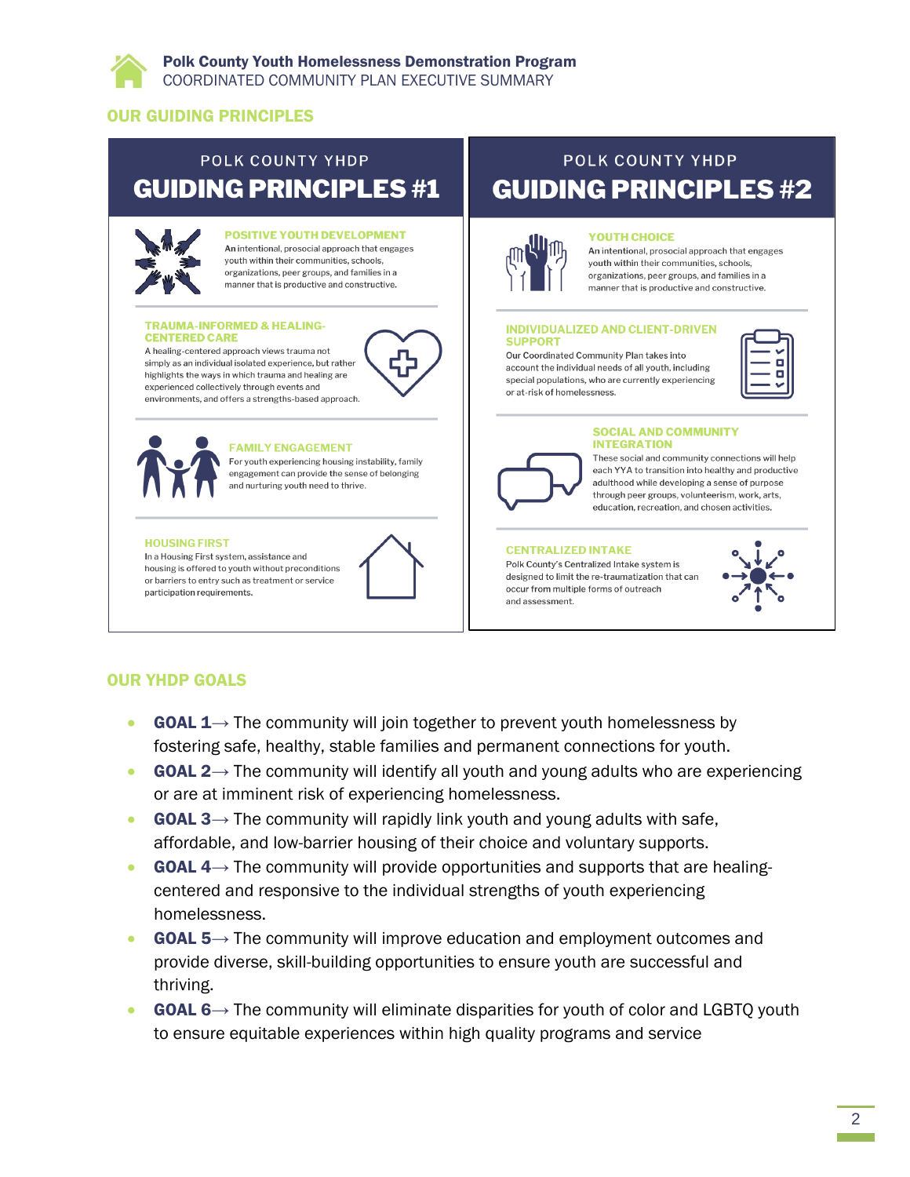## OUR GUIDING PRINCIPLES

### POLK COUNTY YHDP GUIDING PRINCIPLES #1

**POSITIVE YOUTH DEVELOPMENT**
An intentional, prosocial approach that engages youth within their communities, schools, organizations, peer groups, and families in a manner that is productive and constructive.

**TRAUMA-INFORMED & HEALING-CENTERED CARE**
A healing-centered approach views trauma not simply as an individual isolated experience, but rather highlights the ways in which trauma and healing are experienced collectively through events and environments, and offers a strengths-based approach.

**FAMILY ENGAGEMENT**
For youth experiencing housing instability, family engagement can provide the sense of belonging and nurturing youth need to thrive.

**HOUSING FIRST**
In a Housing First system, assistance and housing is offered to youth without preconditions or barriers to entry such as treatment or service participation requirements.

### POLK COUNTY YHDP GUIDING PRINCIPLES #2

**YOUTH CHOICE**
An intentional, prosocial approach that engages youth within their communities, schools, organizations, peer groups, and families in a manner that is productive and constructive.

**INDIVIDUALIZED AND CLIENT-DRIVEN SUPPORT**
Our Coordinated Community Plan takes into account the individual needs of all youth, including special populations, who are currently experiencing or at-risk of homelessness.

**SOCIAL AND COMMUNITY INTEGRATION**
These social and community connections will help each YYA to transition into healthy and productive adulthood while developing a sense of purpose through peer groups, volunteerism, work, arts, education, recreation, and chosen activities.

**CENTRALIZED INTAKE**
Polk County's Centralized Intake system is designed to limit the re-traumatization that can occur from multiple forms of outreach and assessment.

## OUR YHDP GOALS

- **GOAL 1**→ The community will join together to prevent youth homelessness by fostering safe, healthy, stable families and permanent connections for youth.
- **GOAL 2**→ The community will identify all youth and young adults who are experiencing or are at imminent risk of experiencing homelessness.
- **GOAL 3**→ The community will rapidly link youth and young adults with safe, affordable, and low-barrier housing of their choice and voluntary supports.
- **GOAL 4**→ The community will provide opportunities and supports that are healing-centered and responsive to the individual strengths of youth experiencing homelessness.
- **GOAL 5**→ The community will improve education and employment outcomes and provide diverse, skill-building opportunities to ensure youth are successful and thriving.
- **GOAL 6**→ The community will eliminate disparities for youth of color and LGBTQ youth to ensure equitable experiences within high quality programs and service